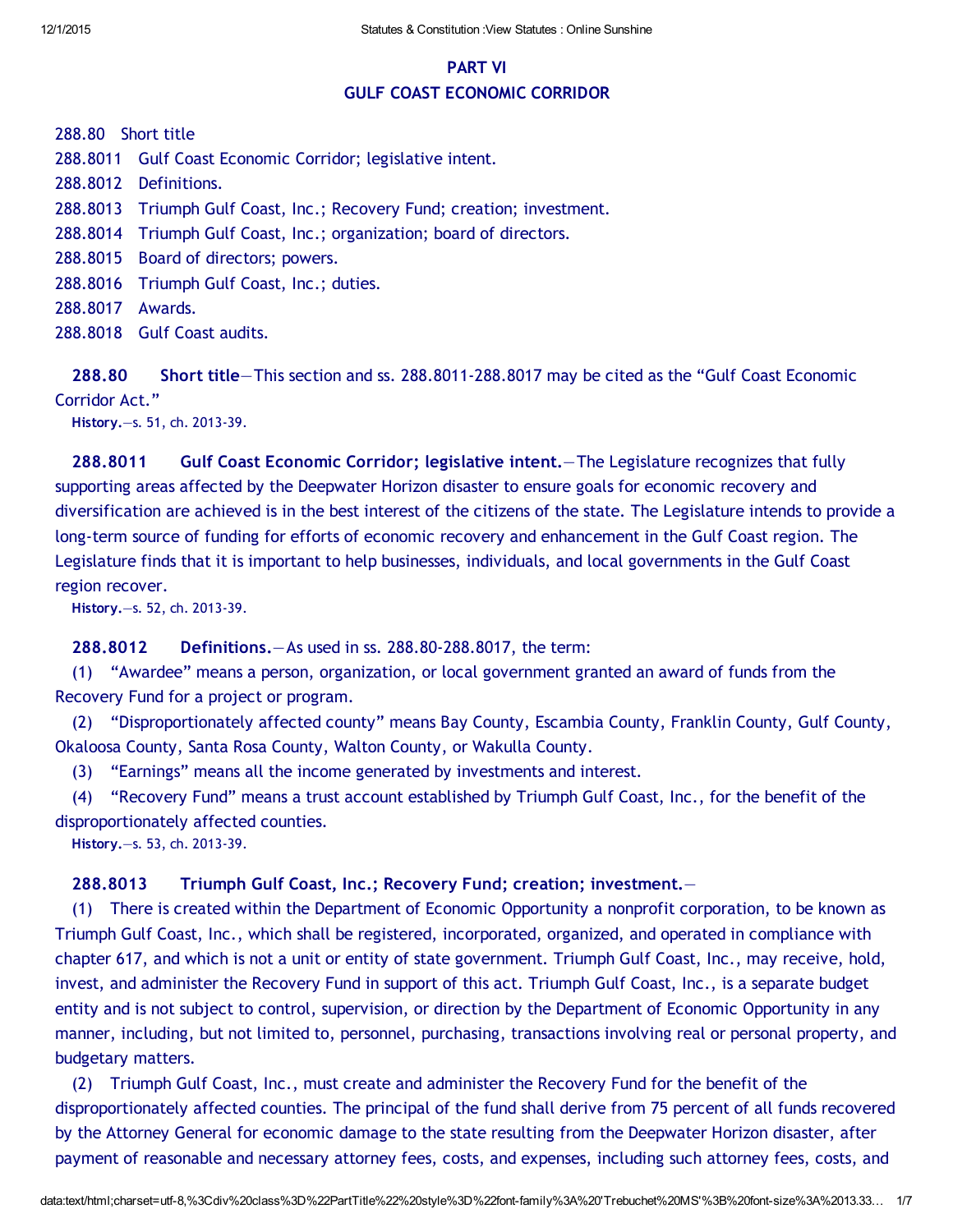## PART VI
## GULF COAST ECONOMIC CORRIDOR

288.80 Short title

288.8011 Gulf Coast Economic Corridor; legislative intent.

288.8012 Definitions.

288.8013 Triumph Gulf Coast, Inc.; Recovery Fund; creation; investment.

288.8014 Triumph Gulf Coast, Inc.; organization; board of directors.

288.8015 Board of directors; powers.

288.8016 Triumph Gulf Coast, Inc.; duties.

288.8017 Awards.

288.8018 Gulf Coast audits.

**288.80 Short title**—This section and ss. 288.8011-288.8017 may be cited as the "Gulf Coast Economic Corridor Act."

**History.**—s. 51, ch. 2013-39.

**288.8011 Gulf Coast Economic Corridor; legislative intent.**—The Legislature recognizes that fully supporting areas affected by the Deepwater Horizon disaster to ensure goals for economic recovery and diversification are achieved is in the best interest of the citizens of the state. The Legislature intends to provide a long-term source of funding for efforts of economic recovery and enhancement in the Gulf Coast region. The Legislature finds that it is important to help businesses, individuals, and local governments in the Gulf Coast region recover.

**History.**—s. 52, ch. 2013-39.

**288.8012 Definitions.**—As used in ss. 288.80-288.8017, the term:

(1) "Awardee" means a person, organization, or local government granted an award of funds from the Recovery Fund for a project or program.

(2) "Disproportionately affected county" means Bay County, Escambia County, Franklin County, Gulf County, Okaloosa County, Santa Rosa County, Walton County, or Wakulla County.

(3) "Earnings" means all the income generated by investments and interest.

(4) "Recovery Fund" means a trust account established by Triumph Gulf Coast, Inc., for the benefit of the disproportionately affected counties.

**History.**—s. 53, ch. 2013-39.

**288.8013 Triumph Gulf Coast, Inc.; Recovery Fund; creation; investment.**—

(1) There is created within the Department of Economic Opportunity a nonprofit corporation, to be known as Triumph Gulf Coast, Inc., which shall be registered, incorporated, organized, and operated in compliance with chapter 617, and which is not a unit or entity of state government. Triumph Gulf Coast, Inc., may receive, hold, invest, and administer the Recovery Fund in support of this act. Triumph Gulf Coast, Inc., is a separate budget entity and is not subject to control, supervision, or direction by the Department of Economic Opportunity in any manner, including, but not limited to, personnel, purchasing, transactions involving real or personal property, and budgetary matters.

(2) Triumph Gulf Coast, Inc., must create and administer the Recovery Fund for the benefit of the disproportionately affected counties. The principal of the fund shall derive from 75 percent of all funds recovered by the Attorney General for economic damage to the state resulting from the Deepwater Horizon disaster, after payment of reasonable and necessary attorney fees, costs, and expenses, including such attorney fees, costs, and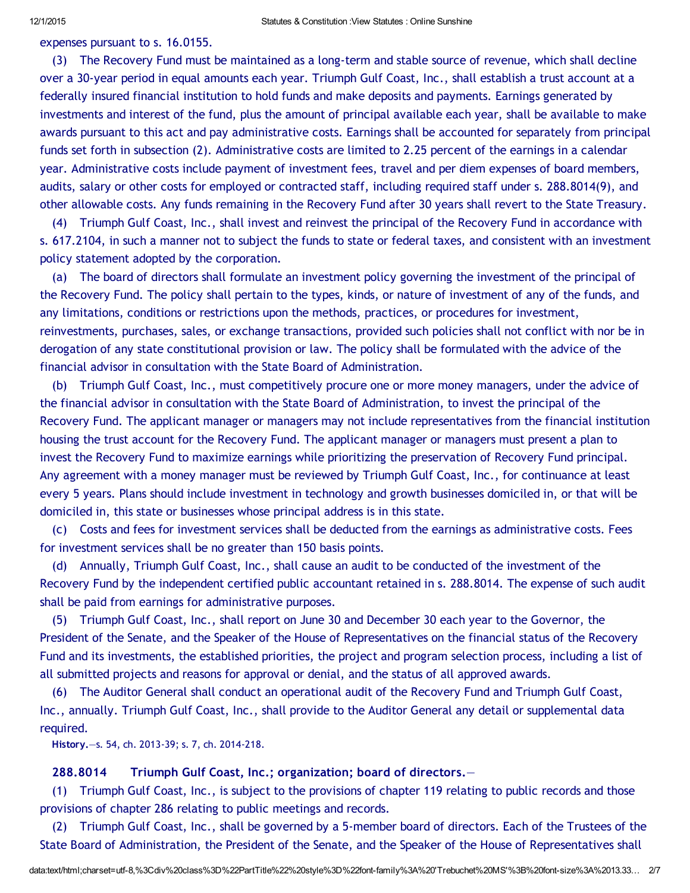expenses pursuant to s. 16.0155.

(3) The Recovery Fund must be maintained as a long-term and stable source of revenue, which shall decline over a 30-year period in equal amounts each year. Triumph Gulf Coast, Inc., shall establish a trust account at a federally insured financial institution to hold funds and make deposits and payments. Earnings generated by investments and interest of the fund, plus the amount of principal available each year, shall be available to make awards pursuant to this act and pay administrative costs. Earnings shall be accounted for separately from principal funds set forth in subsection (2). Administrative costs are limited to 2.25 percent of the earnings in a calendar year. Administrative costs include payment of investment fees, travel and per diem expenses of board members, audits, salary or other costs for employed or contracted staff, including required staff under s. 288.8014(9), and other allowable costs. Any funds remaining in the Recovery Fund after 30 years shall revert to the State Treasury.

(4) Triumph Gulf Coast, Inc., shall invest and reinvest the principal of the Recovery Fund in accordance with s. 617.2104, in such a manner not to subject the funds to state or federal taxes, and consistent with an investment policy statement adopted by the corporation.

(a) The board of directors shall formulate an investment policy governing the investment of the principal of the Recovery Fund. The policy shall pertain to the types, kinds, or nature of investment of any of the funds, and any limitations, conditions or restrictions upon the methods, practices, or procedures for investment, reinvestments, purchases, sales, or exchange transactions, provided such policies shall not conflict with nor be in derogation of any state constitutional provision or law. The policy shall be formulated with the advice of the financial advisor in consultation with the State Board of Administration.

(b) Triumph Gulf Coast, Inc., must competitively procure one or more money managers, under the advice of the financial advisor in consultation with the State Board of Administration, to invest the principal of the Recovery Fund. The applicant manager or managers may not include representatives from the financial institution housing the trust account for the Recovery Fund. The applicant manager or managers must present a plan to invest the Recovery Fund to maximize earnings while prioritizing the preservation of Recovery Fund principal. Any agreement with a money manager must be reviewed by Triumph Gulf Coast, Inc., for continuance at least every 5 years. Plans should include investment in technology and growth businesses domiciled in, or that will be domiciled in, this state or businesses whose principal address is in this state.

(c) Costs and fees for investment services shall be deducted from the earnings as administrative costs. Fees for investment services shall be no greater than 150 basis points.

(d) Annually, Triumph Gulf Coast, Inc., shall cause an audit to be conducted of the investment of the Recovery Fund by the independent certified public accountant retained in s. 288.8014. The expense of such audit shall be paid from earnings for administrative purposes.

(5) Triumph Gulf Coast, Inc., shall report on June 30 and December 30 each year to the Governor, the President of the Senate, and the Speaker of the House of Representatives on the financial status of the Recovery Fund and its investments, the established priorities, the project and program selection process, including a list of all submitted projects and reasons for approval or denial, and the status of all approved awards.

(6) The Auditor General shall conduct an operational audit of the Recovery Fund and Triumph Gulf Coast, Inc., annually. Triumph Gulf Coast, Inc., shall provide to the Auditor General any detail or supplemental data required.

**History.**—s. 54, ch. 2013-39; s. 7, ch. 2014-218.

**288.8014 Triumph Gulf Coast, Inc.; organization; board of directors.**—

(1) Triumph Gulf Coast, Inc., is subject to the provisions of chapter 119 relating to public records and those provisions of chapter 286 relating to public meetings and records.

(2) Triumph Gulf Coast, Inc., shall be governed by a 5-member board of directors. Each of the Trustees of the State Board of Administration, the President of the Senate, and the Speaker of the House of Representatives shall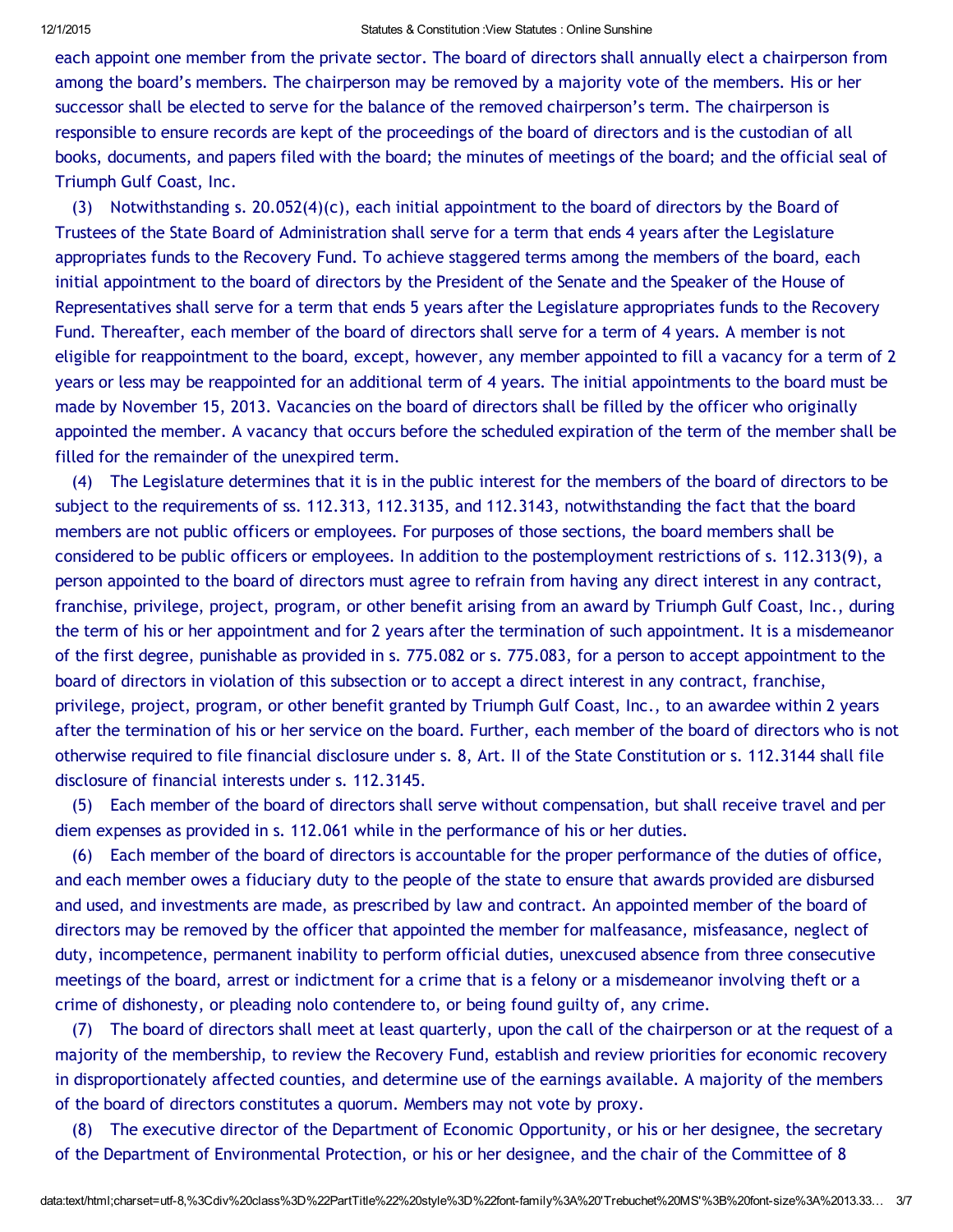each appoint one member from the private sector. The board of directors shall annually elect a chairperson from among the board's members. The chairperson may be removed by a majority vote of the members. His or her successor shall be elected to serve for the balance of the removed chairperson's term. The chairperson is responsible to ensure records are kept of the proceedings of the board of directors and is the custodian of all books, documents, and papers filed with the board; the minutes of meetings of the board; and the official seal of Triumph Gulf Coast, Inc.

(3) Notwithstanding s. 20.052(4)(c), each initial appointment to the board of directors by the Board of Trustees of the State Board of Administration shall serve for a term that ends 4 years after the Legislature appropriates funds to the Recovery Fund. To achieve staggered terms among the members of the board, each initial appointment to the board of directors by the President of the Senate and the Speaker of the House of Representatives shall serve for a term that ends 5 years after the Legislature appropriates funds to the Recovery Fund. Thereafter, each member of the board of directors shall serve for a term of 4 years. A member is not eligible for reappointment to the board, except, however, any member appointed to fill a vacancy for a term of 2 years or less may be reappointed for an additional term of 4 years. The initial appointments to the board must be made by November 15, 2013. Vacancies on the board of directors shall be filled by the officer who originally appointed the member. A vacancy that occurs before the scheduled expiration of the term of the member shall be filled for the remainder of the unexpired term.

(4) The Legislature determines that it is in the public interest for the members of the board of directors to be subject to the requirements of ss. 112.313, 112.3135, and 112.3143, notwithstanding the fact that the board members are not public officers or employees. For purposes of those sections, the board members shall be considered to be public officers or employees. In addition to the postemployment restrictions of s. 112.313(9), a person appointed to the board of directors must agree to refrain from having any direct interest in any contract, franchise, privilege, project, program, or other benefit arising from an award by Triumph Gulf Coast, Inc., during the term of his or her appointment and for 2 years after the termination of such appointment. It is a misdemeanor of the first degree, punishable as provided in s. 775.082 or s. 775.083, for a person to accept appointment to the board of directors in violation of this subsection or to accept a direct interest in any contract, franchise, privilege, project, program, or other benefit granted by Triumph Gulf Coast, Inc., to an awardee within 2 years after the termination of his or her service on the board. Further, each member of the board of directors who is not otherwise required to file financial disclosure under s. 8, Art. II of the State Constitution or s. 112.3144 shall file disclosure of financial interests under s. 112.3145.

(5) Each member of the board of directors shall serve without compensation, but shall receive travel and per diem expenses as provided in s. 112.061 while in the performance of his or her duties.

(6) Each member of the board of directors is accountable for the proper performance of the duties of office, and each member owes a fiduciary duty to the people of the state to ensure that awards provided are disbursed and used, and investments are made, as prescribed by law and contract. An appointed member of the board of directors may be removed by the officer that appointed the member for malfeasance, misfeasance, neglect of duty, incompetence, permanent inability to perform official duties, unexcused absence from three consecutive meetings of the board, arrest or indictment for a crime that is a felony or a misdemeanor involving theft or a crime of dishonesty, or pleading nolo contendere to, or being found guilty of, any crime.

(7) The board of directors shall meet at least quarterly, upon the call of the chairperson or at the request of a majority of the membership, to review the Recovery Fund, establish and review priorities for economic recovery in disproportionately affected counties, and determine use of the earnings available. A majority of the members of the board of directors constitutes a quorum. Members may not vote by proxy.

(8) The executive director of the Department of Economic Opportunity, or his or her designee, the secretary of the Department of Environmental Protection, or his or her designee, and the chair of the Committee of 8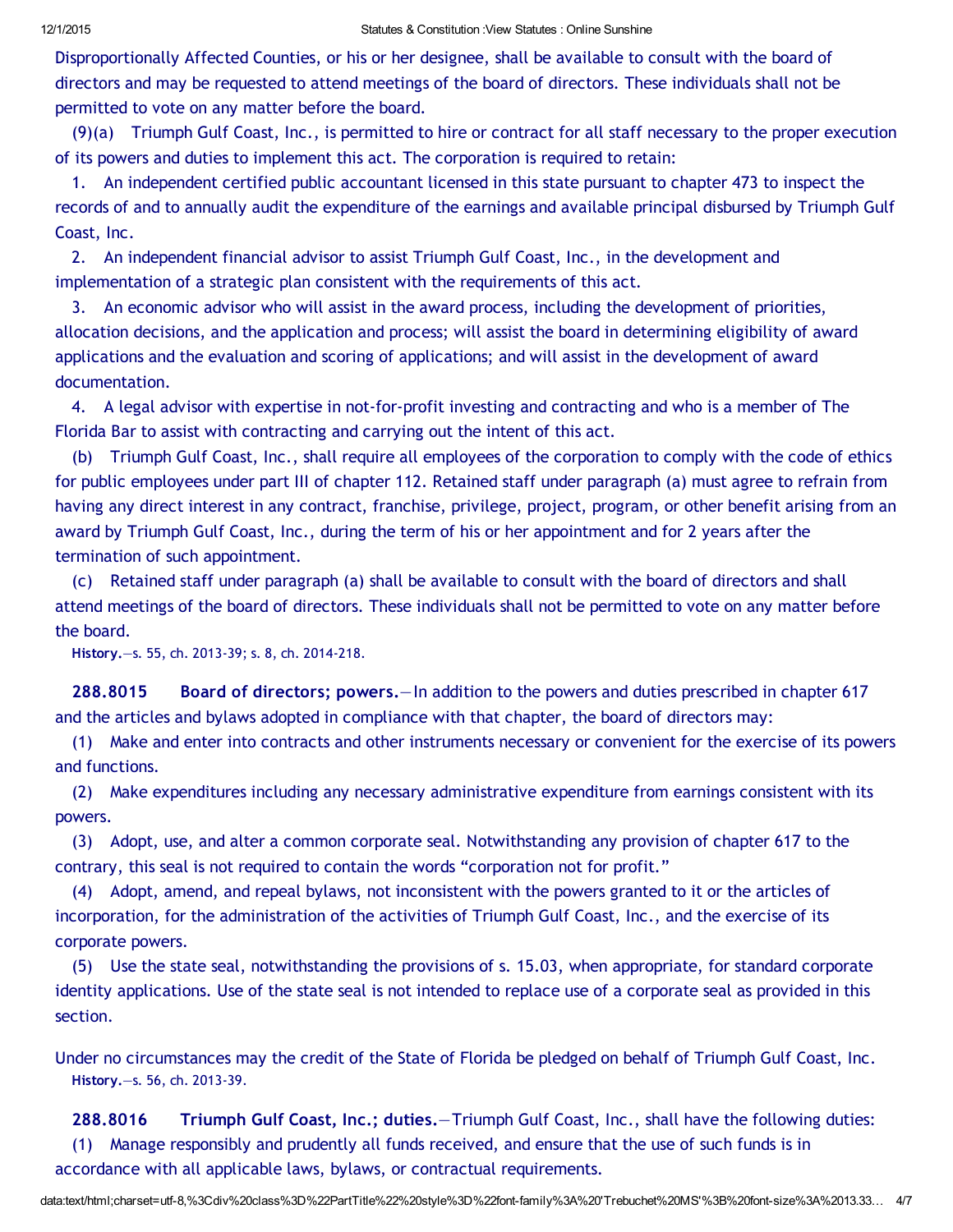Disproportionally Affected Counties, or his or her designee, shall be available to consult with the board of directors and may be requested to attend meetings of the board of directors. These individuals shall not be permitted to vote on any matter before the board.

(9)(a) Triumph Gulf Coast, Inc., is permitted to hire or contract for all staff necessary to the proper execution of its powers and duties to implement this act. The corporation is required to retain:

1. An independent certified public accountant licensed in this state pursuant to chapter 473 to inspect the records of and to annually audit the expenditure of the earnings and available principal disbursed by Triumph Gulf Coast, Inc.

2. An independent financial advisor to assist Triumph Gulf Coast, Inc., in the development and implementation of a strategic plan consistent with the requirements of this act.

3. An economic advisor who will assist in the award process, including the development of priorities, allocation decisions, and the application and process; will assist the board in determining eligibility of award applications and the evaluation and scoring of applications; and will assist in the development of award documentation.

4. A legal advisor with expertise in not-for-profit investing and contracting and who is a member of The Florida Bar to assist with contracting and carrying out the intent of this act.

(b) Triumph Gulf Coast, Inc., shall require all employees of the corporation to comply with the code of ethics for public employees under part III of chapter 112. Retained staff under paragraph (a) must agree to refrain from having any direct interest in any contract, franchise, privilege, project, program, or other benefit arising from an award by Triumph Gulf Coast, Inc., during the term of his or her appointment and for 2 years after the termination of such appointment.

(c) Retained staff under paragraph (a) shall be available to consult with the board of directors and shall attend meetings of the board of directors. These individuals shall not be permitted to vote on any matter before the board.

**History.**—s. 55, ch. 2013-39; s. 8, ch. 2014-218.

**288.8015 Board of directors; powers.**—In addition to the powers and duties prescribed in chapter 617 and the articles and bylaws adopted in compliance with that chapter, the board of directors may:

(1) Make and enter into contracts and other instruments necessary or convenient for the exercise of its powers and functions.

(2) Make expenditures including any necessary administrative expenditure from earnings consistent with its powers.

(3) Adopt, use, and alter a common corporate seal. Notwithstanding any provision of chapter 617 to the contrary, this seal is not required to contain the words "corporation not for profit."

(4) Adopt, amend, and repeal bylaws, not inconsistent with the powers granted to it or the articles of incorporation, for the administration of the activities of Triumph Gulf Coast, Inc., and the exercise of its corporate powers.

(5) Use the state seal, notwithstanding the provisions of s. 15.03, when appropriate, for standard corporate identity applications. Use of the state seal is not intended to replace use of a corporate seal as provided in this section.

Under no circumstances may the credit of the State of Florida be pledged on behalf of Triumph Gulf Coast, Inc.

**History.**—s. 56, ch. 2013-39.

**288.8016 Triumph Gulf Coast, Inc.; duties.**—Triumph Gulf Coast, Inc., shall have the following duties:

(1) Manage responsibly and prudently all funds received, and ensure that the use of such funds is in accordance with all applicable laws, bylaws, or contractual requirements.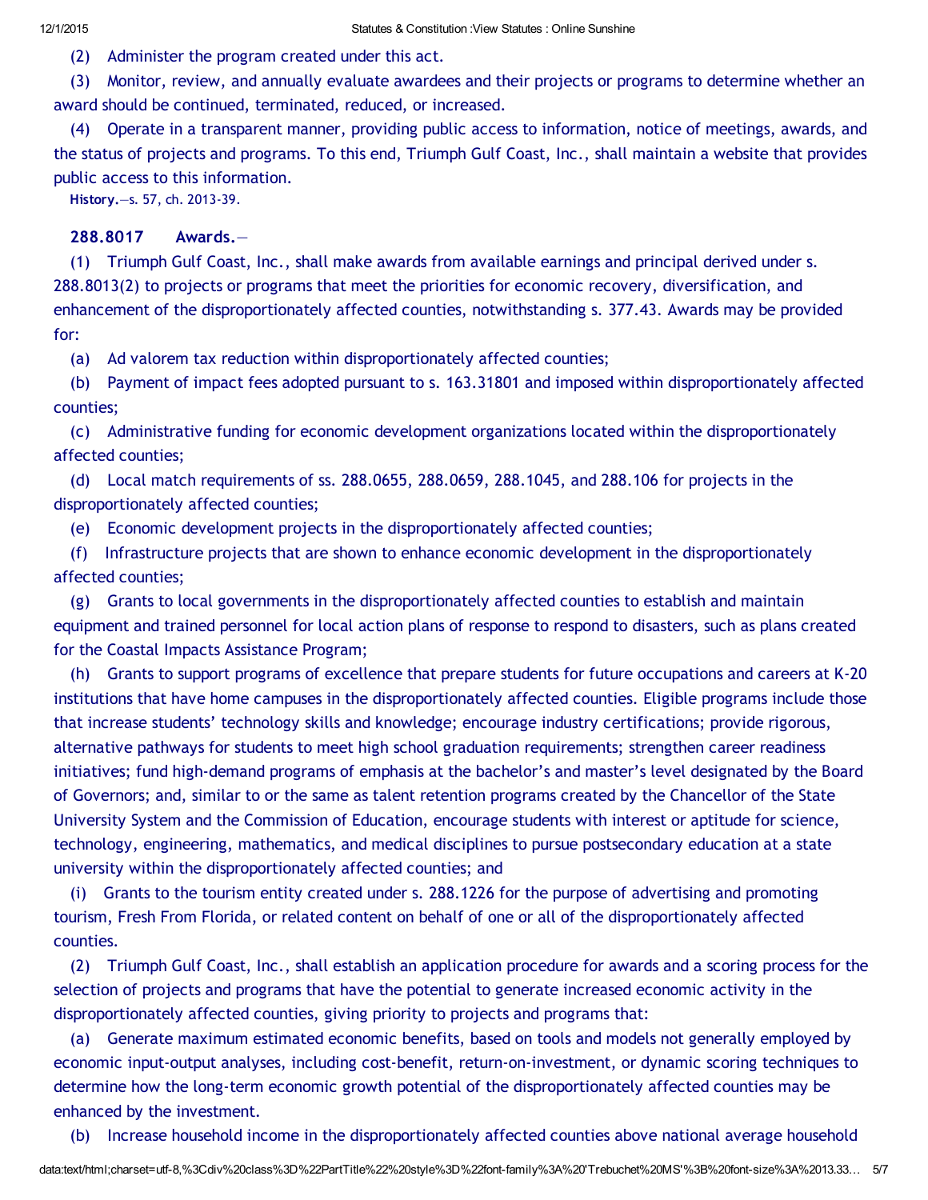(2) Administer the program created under this act.

(3) Monitor, review, and annually evaluate awardees and their projects or programs to determine whether an award should be continued, terminated, reduced, or increased.

(4) Operate in a transparent manner, providing public access to information, notice of meetings, awards, and the status of projects and programs. To this end, Triumph Gulf Coast, Inc., shall maintain a website that provides public access to this information.

**History.**—s. 57, ch. 2013-39.

**288.8017 Awards.**—

(1) Triumph Gulf Coast, Inc., shall make awards from available earnings and principal derived under s. 288.8013(2) to projects or programs that meet the priorities for economic recovery, diversification, and enhancement of the disproportionately affected counties, notwithstanding s. 377.43. Awards may be provided for:

(a) Ad valorem tax reduction within disproportionately affected counties;

(b) Payment of impact fees adopted pursuant to s. 163.31801 and imposed within disproportionately affected counties;

(c) Administrative funding for economic development organizations located within the disproportionately affected counties;

(d) Local match requirements of ss. 288.0655, 288.0659, 288.1045, and 288.106 for projects in the disproportionately affected counties;

(e) Economic development projects in the disproportionately affected counties;

(f) Infrastructure projects that are shown to enhance economic development in the disproportionately affected counties;

(g) Grants to local governments in the disproportionately affected counties to establish and maintain equipment and trained personnel for local action plans of response to respond to disasters, such as plans created for the Coastal Impacts Assistance Program;

(h) Grants to support programs of excellence that prepare students for future occupations and careers at K-20 institutions that have home campuses in the disproportionately affected counties. Eligible programs include those that increase students' technology skills and knowledge; encourage industry certifications; provide rigorous, alternative pathways for students to meet high school graduation requirements; strengthen career readiness initiatives; fund high-demand programs of emphasis at the bachelor's and master's level designated by the Board of Governors; and, similar to or the same as talent retention programs created by the Chancellor of the State University System and the Commission of Education, encourage students with interest or aptitude for science, technology, engineering, mathematics, and medical disciplines to pursue postsecondary education at a state university within the disproportionately affected counties; and

(i) Grants to the tourism entity created under s. 288.1226 for the purpose of advertising and promoting tourism, Fresh From Florida, or related content on behalf of one or all of the disproportionately affected counties.

(2) Triumph Gulf Coast, Inc., shall establish an application procedure for awards and a scoring process for the selection of projects and programs that have the potential to generate increased economic activity in the disproportionately affected counties, giving priority to projects and programs that:

(a) Generate maximum estimated economic benefits, based on tools and models not generally employed by economic input-output analyses, including cost-benefit, return-on-investment, or dynamic scoring techniques to determine how the long-term economic growth potential of the disproportionately affected counties may be enhanced by the investment.

(b) Increase household income in the disproportionately affected counties above national average household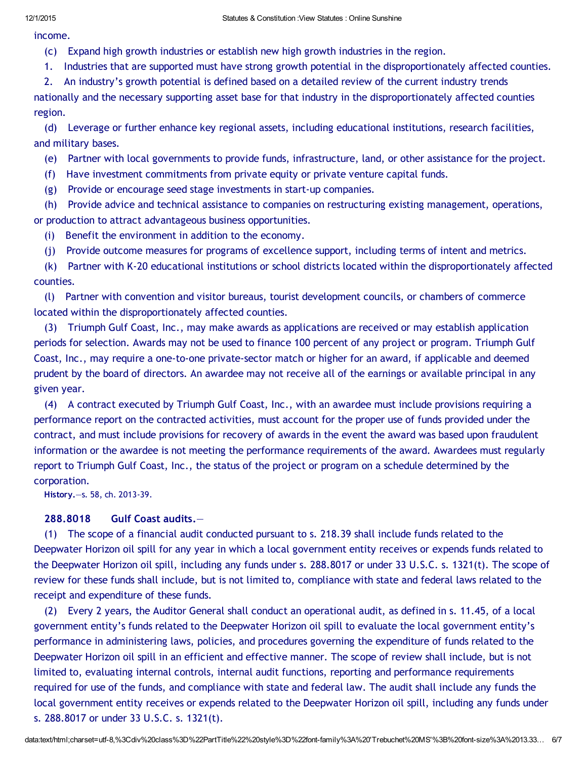income.

(c) Expand high growth industries or establish new high growth industries in the region.

1. Industries that are supported must have strong growth potential in the disproportionately affected counties.

2. An industry's growth potential is defined based on a detailed review of the current industry trends nationally and the necessary supporting asset base for that industry in the disproportionately affected counties region.

(d) Leverage or further enhance key regional assets, including educational institutions, research facilities, and military bases.

(e) Partner with local governments to provide funds, infrastructure, land, or other assistance for the project.

(f) Have investment commitments from private equity or private venture capital funds.

(g) Provide or encourage seed stage investments in start-up companies.

(h) Provide advice and technical assistance to companies on restructuring existing management, operations, or production to attract advantageous business opportunities.

(i) Benefit the environment in addition to the economy.

(j) Provide outcome measures for programs of excellence support, including terms of intent and metrics.

(k) Partner with K-20 educational institutions or school districts located within the disproportionately affected counties.

(l) Partner with convention and visitor bureaus, tourist development councils, or chambers of commerce located within the disproportionately affected counties.

(3) Triumph Gulf Coast, Inc., may make awards as applications are received or may establish application periods for selection. Awards may not be used to finance 100 percent of any project or program. Triumph Gulf Coast, Inc., may require a one-to-one private-sector match or higher for an award, if applicable and deemed prudent by the board of directors. An awardee may not receive all of the earnings or available principal in any given year.

(4) A contract executed by Triumph Gulf Coast, Inc., with an awardee must include provisions requiring a performance report on the contracted activities, must account for the proper use of funds provided under the contract, and must include provisions for recovery of awards in the event the award was based upon fraudulent information or the awardee is not meeting the performance requirements of the award. Awardees must regularly report to Triumph Gulf Coast, Inc., the status of the project or program on a schedule determined by the corporation.

**History.**—s. 58, ch. 2013-39.

**288.8018 Gulf Coast audits.**—

(1) The scope of a financial audit conducted pursuant to s. 218.39 shall include funds related to the Deepwater Horizon oil spill for any year in which a local government entity receives or expends funds related to the Deepwater Horizon oil spill, including any funds under s. 288.8017 or under 33 U.S.C. s. 1321(t). The scope of review for these funds shall include, but is not limited to, compliance with state and federal laws related to the receipt and expenditure of these funds.

(2) Every 2 years, the Auditor General shall conduct an operational audit, as defined in s. 11.45, of a local government entity's funds related to the Deepwater Horizon oil spill to evaluate the local government entity's performance in administering laws, policies, and procedures governing the expenditure of funds related to the Deepwater Horizon oil spill in an efficient and effective manner. The scope of review shall include, but is not limited to, evaluating internal controls, internal audit functions, reporting and performance requirements required for use of the funds, and compliance with state and federal law. The audit shall include any funds the local government entity receives or expends related to the Deepwater Horizon oil spill, including any funds under s. 288.8017 or under 33 U.S.C. s. 1321(t).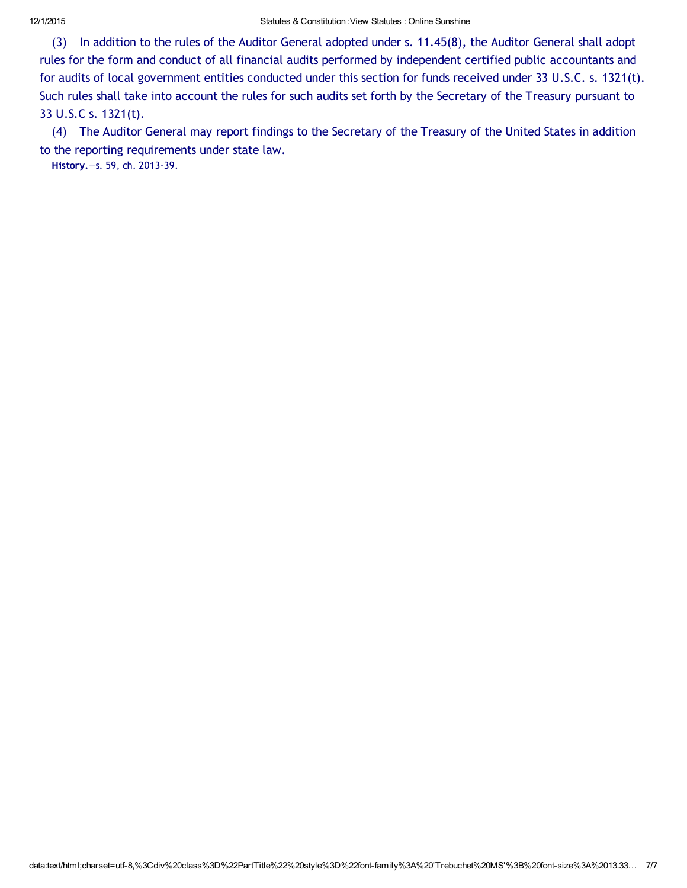(3) In addition to the rules of the Auditor General adopted under s. 11.45(8), the Auditor General shall adopt rules for the form and conduct of all financial audits performed by independent certified public accountants and for audits of local government entities conducted under this section for funds received under 33 U.S.C. s. 1321(t). Such rules shall take into account the rules for such audits set forth by the Secretary of the Treasury pursuant to 33 U.S.C s. 1321(t).

(4) The Auditor General may report findings to the Secretary of the Treasury of the United States in addition to the reporting requirements under state law.

**History.**—s. 59, ch. 2013-39.